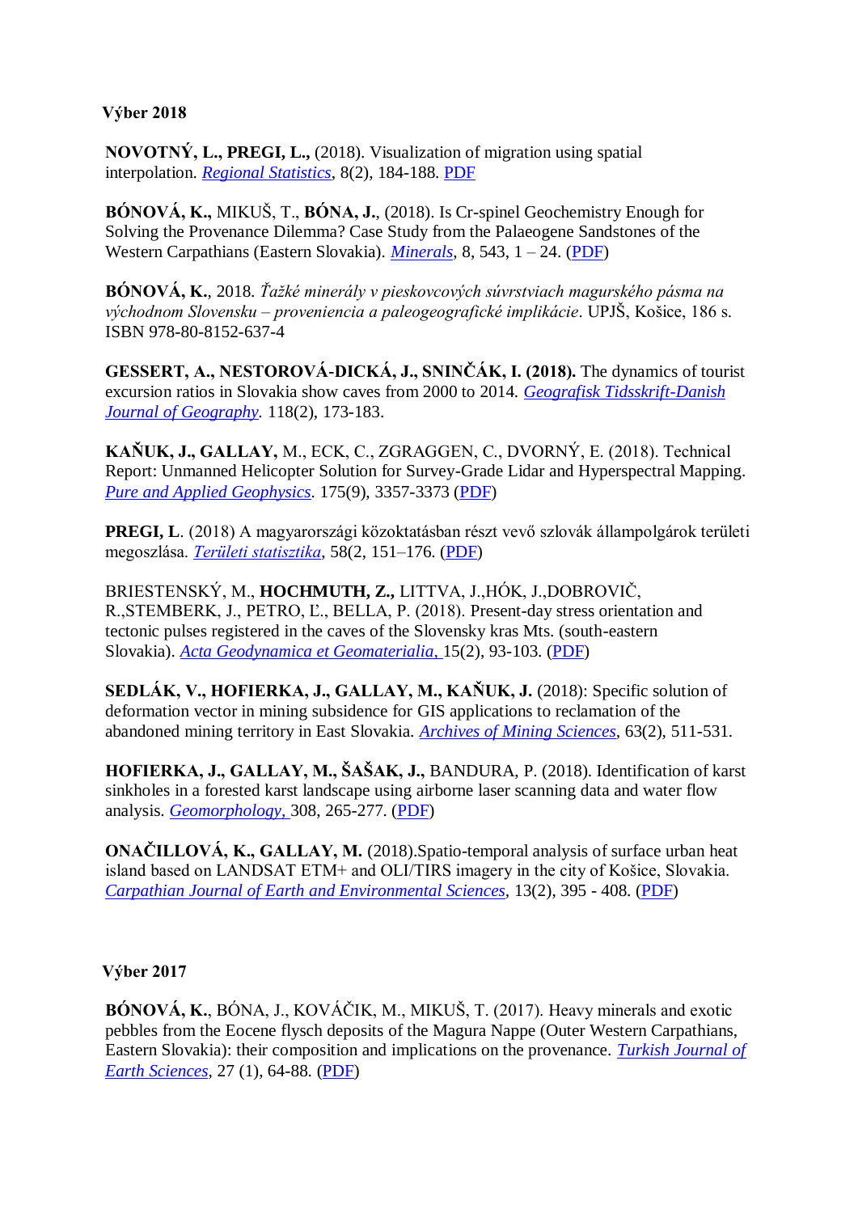**Výber 2018**

**NOVOTNÝ, L., PREGI, L.,** (2018). Visualization of migration using spatial interpolation. *Regional Statistics*, 8(2), 184-188. PDF

**BÓNOVÁ, K.,** MIKUŠ, T., **BÓNA, J.**, (2018). Is Cr-spinel Geochemistry Enough for Solving the Provenance Dilemma? Case Study from the Palaeogene Sandstones of the Western Carpathians (Eastern Slovakia). *Minerals*, 8, 543, 1 – 24. (PDF)

**BÓNOVÁ, K.**, 2018. *Ťažké minerály v pieskovcových súvrstviach magurského pásma na východnom Slovensku – proveniencia a paleogeografické implikácie*. UPJŠ, Košice, 186 s. ISBN 978-80-8152-637-4

**GESSERT, A., NESTOROVÁ-DICKÁ, J., SNINČÁK, I. (2018).** The dynamics of tourist excursion ratios in Slovakia show caves from 2000 to 2014. *Geografisk Tidsskrift-Danish Journal of Geography*. 118(2), 173-183.

**KAŇUK, J., GALLAY,** M., ECK, C., ZGRAGGEN, C., DVORNÝ, E. (2018). Technical Report: Unmanned Helicopter Solution for Survey-Grade Lidar and Hyperspectral Mapping. *Pure and Applied Geophysics*. 175(9), 3357-3373 (PDF)

**PREGI, L**. (2018) A magyarországi közoktatásban részt vevő szlovák állampolgárok területi megoszlása. *Területi statisztika*, 58(2, 151–176. (PDF)

BRIESTENSKÝ, M., **HOCHMUTH, Z.,** LITTVA, J.,HÓK, J.,DOBROVIČ, R.,STEMBERK, J., PETRO, Ľ., BELLA, P. (2018). Present-day stress orientation and tectonic pulses registered in the caves of the Slovensky kras Mts. (south-eastern Slovakia). *Acta Geodynamica et Geomaterialia,* 15(2), 93-103. (PDF)

**SEDLÁK, V., HOFIERKA, J., GALLAY, M., KAŇUK, J.** (2018): Specific solution of deformation vector in mining subsidence for GIS applications to reclamation of the abandoned mining territory in East Slovakia. *Archives of Mining Sciences*, 63(2), 511-531.

**HOFIERKA, J., GALLAY, M., ŠAŠAK, J.,** BANDURA, P. (2018). Identification of karst sinkholes in a forested karst landscape using airborne laser scanning data and water flow analysis. *Geomorphology,* 308, 265-277. (PDF)

**ONAČILLOVÁ, K., GALLAY, M.** (2018).Spatio-temporal analysis of surface urban heat island based on LANDSAT ETM+ and OLI/TIRS imagery in the city of Košice, Slovakia. *Carpathian Journal of Earth and Environmental Sciences*, 13(2), 395 - 408. (PDF)

**Výber 2017**

**BÓNOVÁ, K.**, BÓNA, J., KOVÁČIK, M., MIKUŠ, T. (2017). Heavy minerals and exotic pebbles from the Eocene flysch deposits of the Magura Nappe (Outer Western Carpathians, Eastern Slovakia): their composition and implications on the provenance. *Turkish Journal of Earth Sciences*, 27 (1), 64-88. (PDF)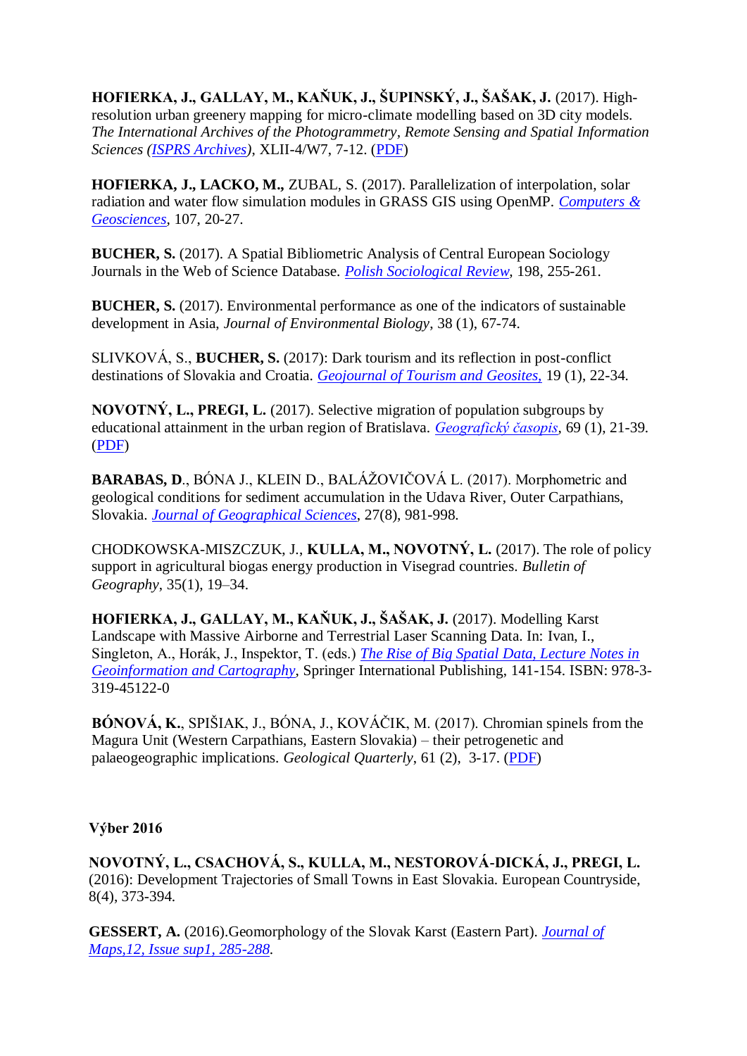**HOFIERKA, J., GALLAY, M., KAŇUK, J., ŠUPINSKÝ, J., ŠAŠAK, J.** (2017). High-resolution urban greenery mapping for micro-climate modelling based on 3D city models. *The International Archives of the Photogrammetry, Remote Sensing and Spatial Information Sciences (ISPRS Archives)*, XLII-4/W7, 7-12. (PDF)

**HOFIERKA, J., LACKO, M.,** ZUBAL, S. (2017). Parallelization of interpolation, solar radiation and water flow simulation modules in GRASS GIS using OpenMP. *Computers & Geosciences*, 107, 20-27.

**BUCHER, S.** (2017). A Spatial Bibliometric Analysis of Central European Sociology Journals in the Web of Science Database. *Polish Sociological Review*, 198, 255-261.

**BUCHER, S.** (2017). Environmental performance as one of the indicators of sustainable development in Asia, *Journal of Environmental Biology*, 38 (1), 67-74.

SLIVKOVÁ, S., **BUCHER, S.** (2017): Dark tourism and its reflection in post-conflict destinations of Slovakia and Croatia. *Geojournal of Tourism and Geosites,* 19 (1), 22-34.

**NOVOTNÝ, L., PREGI, L.** (2017). Selective migration of population subgroups by educational attainment in the urban region of Bratislava. *Geografický časopis*, 69 (1), 21-39. (PDF)

**BARABAS, D**., BÓNA J., KLEIN D., BALÁŽOVIČOVÁ L. (2017). Morphometric and geological conditions for sediment accumulation in the Udava River, Outer Carpathians, Slovakia. *Journal of Geographical Sciences*, 27(8), 981-998.

CHODKOWSKA-MISZCZUK, J., **KULLA, M., NOVOTNÝ, L.** (2017). The role of policy support in agricultural biogas energy production in Visegrad countries. *Bulletin of Geography*, 35(1), 19–34.

**HOFIERKA, J., GALLAY, M., KAŇUK, J., ŠAŠAK, J.** (2017). Modelling Karst Landscape with Massive Airborne and Terrestrial Laser Scanning Data. In: Ivan, I., Singleton, A., Horák, J., Inspektor, T. (eds.) *The Rise of Big Spatial Data, Lecture Notes in Geoinformation and Cartography*, Springer International Publishing, 141-154. ISBN: 978-3-319-45122-0

**BÓNOVÁ, K.**, SPIŠIAK, J., BÓNA, J., KOVÁČIK, M. (2017). Chromian spinels from the Magura Unit (Western Carpathians, Eastern Slovakia) – their petrogenetic and palaeogeographic implications. *Geological Quarterly*, 61 (2), 3-17. (PDF)

**Výber 2016**

**NOVOTNÝ, L., CSACHOVÁ, S., KULLA, M., NESTOROVÁ-DICKÁ, J., PREGI, L.** (2016): Development Trajectories of Small Towns in East Slovakia. European Countryside, 8(4), 373-394.

**GESSERT, A.** (2016).Geomorphology of the Slovak Karst (Eastern Part). *Journal of Maps,12, Issue sup1, 285-288*.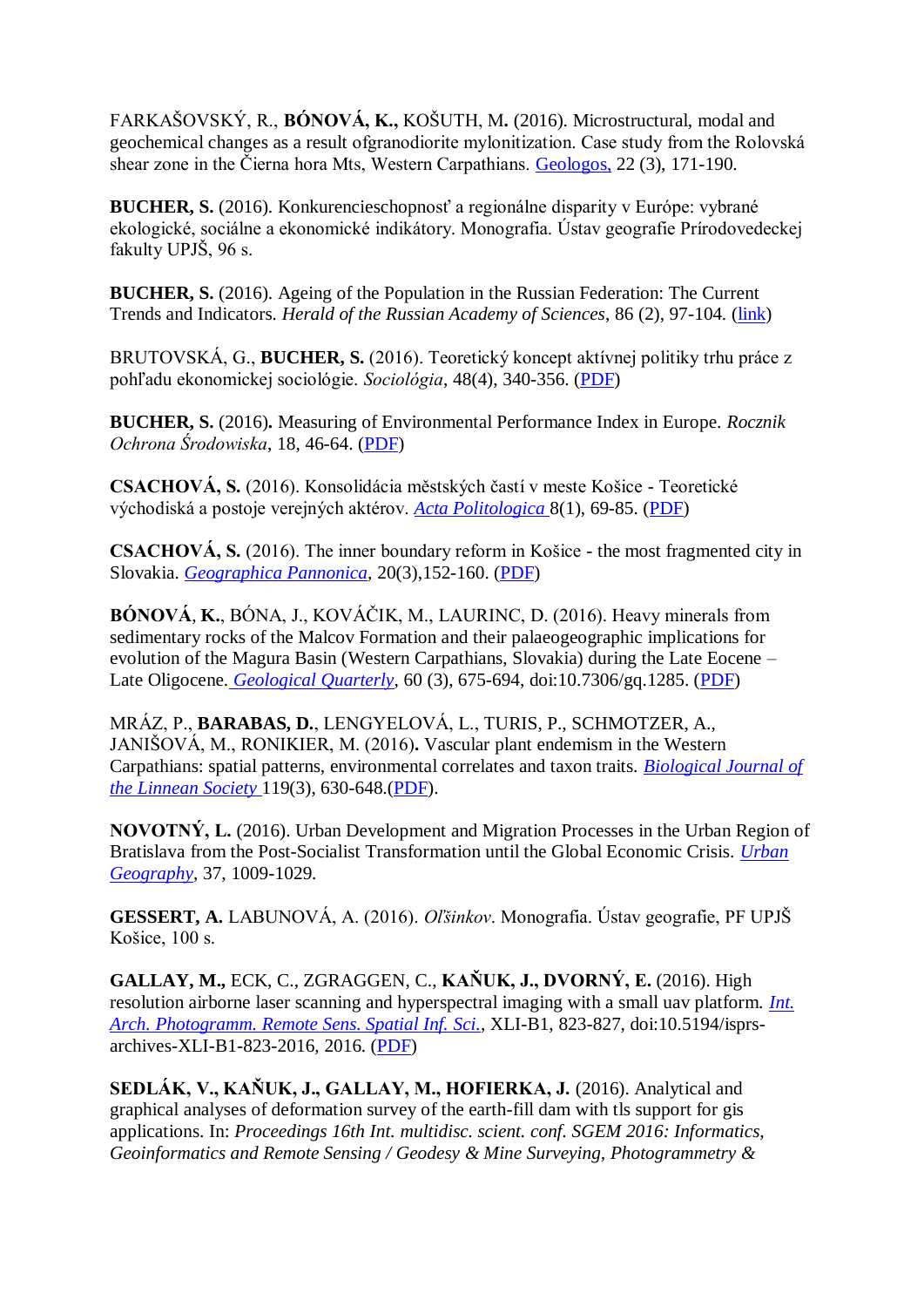FARKAŠOVSKÝ, R., **BÓNOVÁ, K.,** KOŠUTH, M**.** (2016). Microstructural, modal and geochemical changes as a result ofgranodiorite mylonitization. Case study from the Rolovská shear zone in the Čierna hora Mts, Western Carpathians. Geologos, 22 (3), 171-190.

**BUCHER, S.** (2016). Konkurencieschopnosť a regionálne disparity v Európe: vybrané ekologické, sociálne a ekonomické indikátory. Monografia. Ústav geografie Prírodovedeckej fakulty UPJŠ, 96 s.

**BUCHER, S.** (2016). Ageing of the Population in the Russian Federation: The Current Trends and Indicators. *Herald of the Russian Academy of Sciences*, 86 (2), 97-104. (link)

BRUTOVSKÁ, G., **BUCHER, S.** (2016). Teoretický koncept aktívnej politiky trhu práce z pohľadu ekonomickej sociológie. *Sociológia*, 48(4), 340-356. (PDF)

**BUCHER, S.** (2016**).** Measuring of Environmental Performance Index in Europe. *Rocznik Ochrona Środowiska*, 18, 46-64. (PDF)

**CSACHOVÁ, S.** (2016). Konsolidácia městských častí v meste Košice - Teoretické východiská a postoje verejných aktérov. *Acta Politologica* 8(1), 69-85. (PDF)

**CSACHOVÁ, S.** (2016). The inner boundary reform in Košice - the most fragmented city in Slovakia. *Geographica Pannonica*, 20(3),152-160. (PDF)

**BÓNOVÁ, K.**, BÓNA, J., KOVÁČIK, M., LAURINC, D. (2016). Heavy minerals from sedimentary rocks of the Malcov Formation and their palaeogeographic implications for evolution of the Magura Basin (Western Carpathians, Slovakia) during the Late Eocene – Late Oligocene. *Geological Quarterly*, 60 (3), 675-694, doi:10.7306/gq.1285. (PDF)

MRÁZ, P., **BARABAS, D.**, LENGYELOVÁ, L., TURIS, P., SCHMOTZER, A., JANIŠOVÁ, M., RONIKIER, M. (2016**).** Vascular plant endemism in the Western Carpathians: spatial patterns, environmental correlates and taxon traits. *Biological Journal of the Linnean Society* 119(3), 630-648.(PDF).

**NOVOTNÝ, L.** (2016). Urban Development and Migration Processes in the Urban Region of Bratislava from the Post-Socialist Transformation until the Global Economic Crisis. *Urban Geography*, 37, 1009-1029.

**GESSERT, A.** LABUNOVÁ, A. (2016). *Olšinkov*. Monografia. Ústav geografie, PF UPJŠ Košice, 100 s.

**GALLAY, M.,** ECK, C., ZGRAGGEN, C., **KAŇUK, J., DVORNÝ, E.** (2016). High resolution airborne laser scanning and hyperspectral imaging with a small uav platform. *Int. Arch. Photogramm. Remote Sens. Spatial Inf. Sci.*, XLI-B1, 823-827, doi:10.5194/isprs-archives-XLI-B1-823-2016, 2016. (PDF)

**SEDLÁK, V., KAŇUK, J., GALLAY, M., HOFIERKA, J.** (2016). Analytical and graphical analyses of deformation survey of the earth-fill dam with tls support for gis applications. In: *Proceedings 16th Int. multidisc. scient. conf. SGEM 2016: Informatics, Geoinformatics and Remote Sensing / Geodesy & Mine Surveying, Photogrammetry &*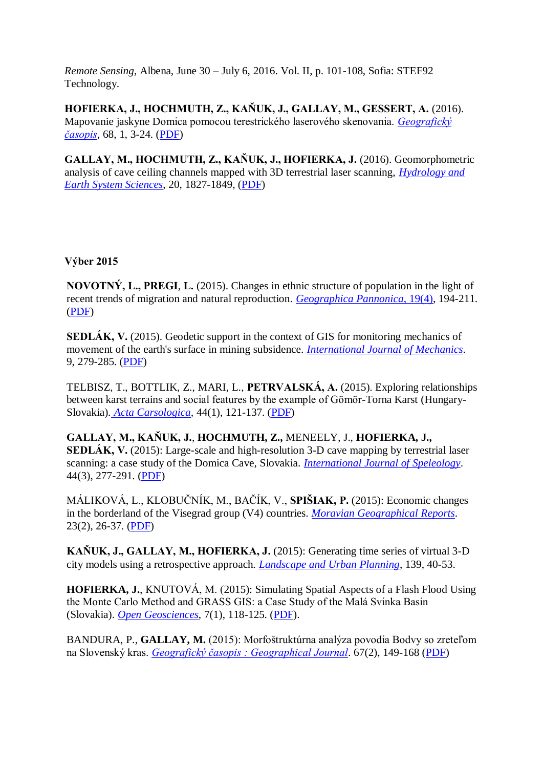*Remote Sensing*, Albena, June 30 – July 6, 2016. Vol. II, p. 101-108, Sofia: STEF92 Technology.

**HOFIERKA, J., HOCHMUTH, Z., KAŇUK, J., GALLAY, M., GESSERT, A.** (2016). Mapovanie jaskyne Domica pomocou terestrického laserového skenovania. *Geografický časopis*, 68, 1, 3-24. (PDF)

**GALLAY, M., HOCHMUTH, Z., KAŇUK, J., HOFIERKA, J.** (2016). Geomorphometric analysis of cave ceiling channels mapped with 3D terrestrial laser scanning, *Hydrology and Earth System Sciences*, 20, 1827-1849, (PDF)

**Výber 2015**

**NOVOTNÝ, L., PREGI, L.** (2015). Changes in ethnic structure of population in the light of recent trends of migration and natural reproduction. *Geographica Pannonica, 19(4)*, 194-211. (PDF)

**SEDLÁK, V.** (2015). Geodetic support in the context of GIS for monitoring mechanics of movement of the earth's surface in mining subsidence. *International Journal of Mechanics*. 9, 279-285. (PDF)

TELBISZ, T., BOTTLIK, Z., MARI, L., **PETRVALSKÁ, A.** (2015). Exploring relationships between karst terrains and social features by the example of Gömör-Torna Karst (Hungary-Slovakia). *Acta Carsologica*, 44(1), 121-137. (PDF)

**GALLAY, M., KAŇUK, J., HOCHMUTH, Z.,** MENEELY, J., **HOFIERKA, J., SEDLÁK, V.** (2015): Large-scale and high-resolution 3-D cave mapping by terrestrial laser scanning: a case study of the Domica Cave, Slovakia. *International Journal of Speleology*. 44(3), 277-291. (PDF)

MÁLIKOVÁ, L., KLOBUČNÍK, M., BAČÍK, V., **SPIŠIAK, P.** (2015): Economic changes in the borderland of the Visegrad group (V4) countries. *Moravian Geographical Reports*. 23(2), 26-37. (PDF)

**KAŇUK, J., GALLAY, M., HOFIERKA, J.** (2015): Generating time series of virtual 3-D city models using a retrospective approach. *Landscape and Urban Planning*, 139, 40-53.

**HOFIERKA, J.**, KNUTOVÁ, M. (2015): Simulating Spatial Aspects of a Flash Flood Using the Monte Carlo Method and GRASS GIS: a Case Study of the Malá Svinka Basin (Slovakia). *Open Geosciences*, 7(1), 118-125. (PDF).

BANDURA, P., **GALLAY, M.** (2015): Morfoštruktúrna analýza povodia Bodvy so zreteľom na Slovenský kras. *Geografický časopis : Geographical Journal*. 67(2), 149-168 (PDF)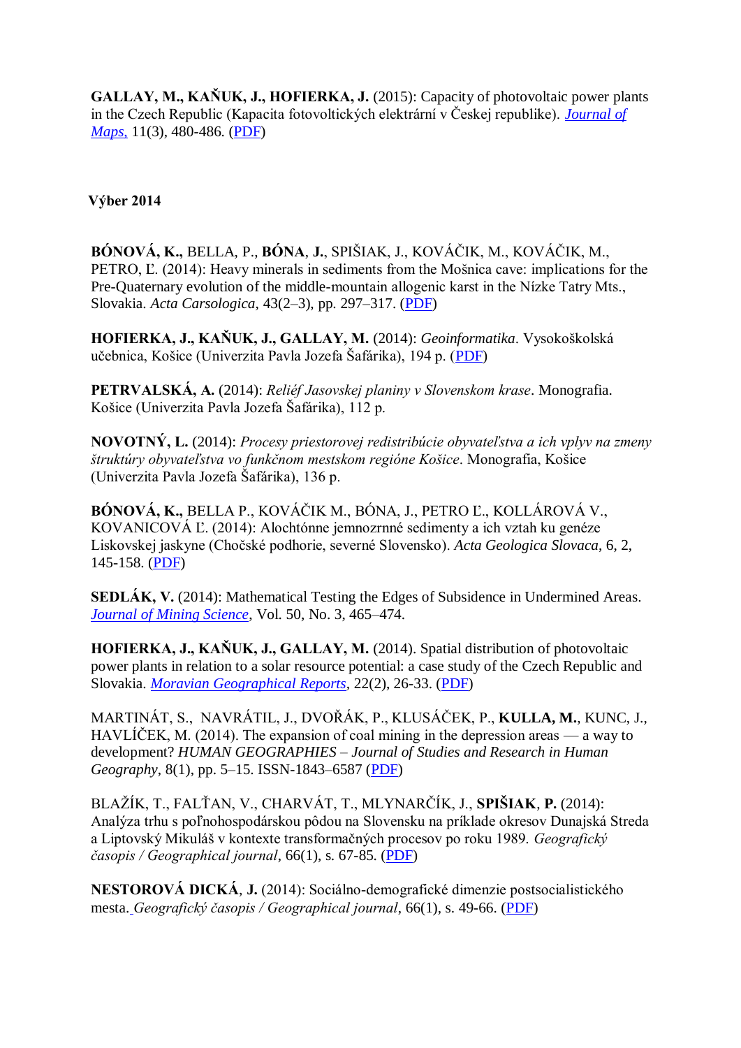**GALLAY, M., KAŇUK, J., HOFIERKA, J.** (2015): Capacity of photovoltaic power plants in the Czech Republic (Kapacita fotovoltických elektrární v Českej republike). Journal of Maps, 11(3), 480-486. (PDF)

**Výber 2014**

**BÓNOVÁ, K.,** BELLA, P., **BÓNA**, **J.**, SPIŠIAK, J., KOVÁČIK, M., KOVÁČIK, M., PETRO, Ľ. (2014): Heavy minerals in sediments from the Mošnica cave: implications for the Pre-Quaternary evolution of the middle-mountain allogenic karst in the Nízke Tatry Mts., Slovakia. *Acta Carsologica*, 43(2–3), pp. 297–317. (PDF)

**HOFIERKA, J., KAŇUK, J., GALLAY, M.** (2014): *Geoinformatika*. Vysokoškolská učebnica, Košice (Univerzita Pavla Jozefa Šafárika), 194 p. (PDF)

**PETRVALSKÁ, A.** (2014): *Reliéf Jasovskej planiny v Slovenskom krase*. Monografia. Košice (Univerzita Pavla Jozefa Šafárika), 112 p.

**NOVOTNÝ, L.** (2014): *Procesy priestorovej redistribúcie obyvateľstva a ich vplyv na zmeny štruktúry obyvateľstva vo funkčnom mestskom regióne Košice*. Monografia, Košice (Univerzita Pavla Jozefa Šafárika), 136 p.

**BÓNOVÁ, K.,** BELLA P., KOVÁČIK M., BÓNA, J., PETRO Ľ., KOLLÁROVÁ V., KOVANICOVÁ Ľ. (2014): Alochtónne jemnozrnné sedimenty a ich vztah ku genéze Liskovskej jaskyne (Chočské podhorie, severné Slovensko). *Acta Geologica Slovaca*, 6, 2, 145-158. (PDF)

**SEDLÁK, V.** (2014): Mathematical Testing the Edges of Subsidence in Undermined Areas. *Journal of Mining Science*, Vol. 50, No. 3, 465–474.

**HOFIERKA, J., KAŇUK, J., GALLAY, M.** (2014). Spatial distribution of photovoltaic power plants in relation to a solar resource potential: a case study of the Czech Republic and Slovakia. *Moravian Geographical Reports*, 22(2), 26-33. (PDF)

MARTINÁT, S., NAVRÁTIL, J., DVOŘÁK, P., KLUSÁČEK, P., **KULLA, M.**, KUNC, J., HAVLÍČEK, M. (2014). The expansion of coal mining in the depression areas — a way to development? *HUMAN GEOGRAPHIES – Journal of Studies and Research in Human Geography*, 8(1), pp. 5–15. ISSN-1843–6587 (PDF)

BLAŽÍK, T., FALŤAN, V., CHARVÁT, T., MLYNARČÍK, J., **SPIŠIAK**, **P.** (2014): Analýza trhu s poľnohospodárskou pôdou na Slovensku na príklade okresov Dunajská Streda a Liptovský Mikuláš v kontexte transformačných procesov po roku 1989. *Geografický časopis / Geographical journal*, 66(1), s. 67-85. (PDF)

**NESTOROVÁ DICKÁ**, **J.** (2014): Sociálno-demografické dimenzie postsocialistického mesta. *Geografický časopis / Geographical journal*, 66(1), s. 49-66. (PDF)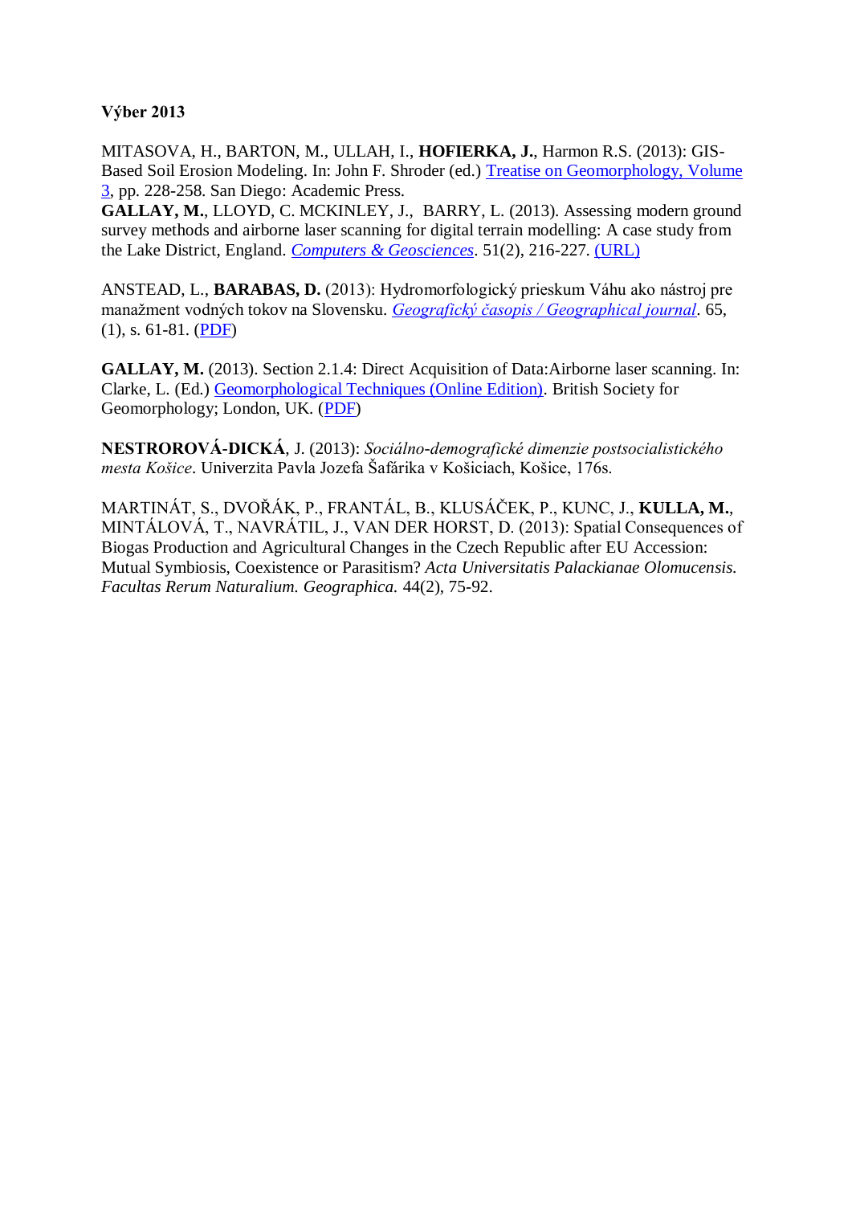**Výber 2013**

MITASOVA, H., BARTON, M., ULLAH, I., **HOFIERKA, J.**, Harmon R.S. (2013): GIS-Based Soil Erosion Modeling. In: John F. Shroder (ed.) Treatise on Geomorphology, Volume 3, pp. 228-258. San Diego: Academic Press.
**GALLAY, M.**, LLOYD, C. MCKINLEY, J., BARRY, L. (2013). Assessing modern ground survey methods and airborne laser scanning for digital terrain modelling: A case study from the Lake District, England. *Computers & Geosciences*. 51(2), 216-227. (URL)

ANSTEAD, L., **BARABAS, D.** (2013): Hydromorfologický prieskum Váhu ako nástroj pre manažment vodných tokov na Slovensku. *Geografický časopis / Geographical journal*. 65, (1), s. 61-81. (PDF)

**GALLAY, M.** (2013). Section 2.1.4: Direct Acquisition of Data:Airborne laser scanning. In: Clarke, L. (Ed.) Geomorphological Techniques (Online Edition). British Society for Geomorphology; London, UK. (PDF)

**NESTROROVÁ-DICKÁ**, J. (2013): *Sociálno-demografické dimenzie postsocialistického mesta Košice*. Univerzita Pavla Jozefa Šafárika v Košiciach, Košice, 176s.

MARTINÁT, S., DVOŘÁK, P., FRANTÁL, B., KLUSÁČEK, P., KUNC, J., **KULLA, M.**, MINTÁLOVÁ, T., NAVRÁTIL, J., VAN DER HORST, D. (2013): Spatial Consequences of Biogas Production and Agricultural Changes in the Czech Republic after EU Accession: Mutual Symbiosis, Coexistence or Parasitism? *Acta Universitatis Palackianae Olomucensis. Facultas Rerum Naturalium. Geographica.* 44(2), 75-92.